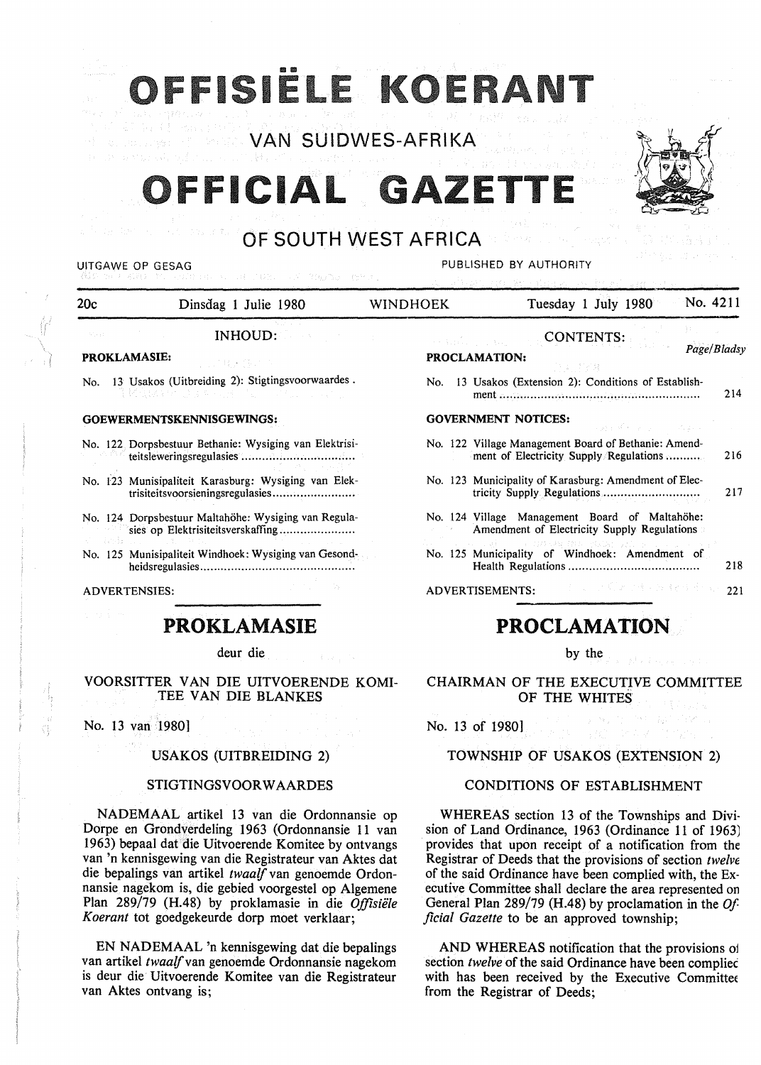# OFFISIËLE KOERANT

## VAN SUIDWES-AFRIKA

# OFFICIAL GAZETTE

## OF SOUTH WEST AFRICA

UITGAWE OP GESAG — PUBLISHED BY AUTHORITY

20c — Dinsdag 1 Julie 1980 — WINDHOEK — Tuesday 1 July 1980 — No. 4211

**INHOUD:**

**PROKLAMASIE:**

No. 13 Usakos (Uitbreiding 2): Stigtingsvoorwaardes.

**GOEWERMENTSKENNISGEWINGS:**

No. 122 Dorpsbestuur Bethanie: Wysiging van Elektrisiteitsleweringsregulasies

No. 123 Munisipaliteit Karasburg: Wysiging van Elektrisiteitsvoorsieningsregulasies

No. 124 Dorpsbestuur Maltahöhe: Wysiging van Regulasies op Elektrisiteitsverskaffing

No. 125 Munisipaliteit Windhoek: Wysiging van Gesondheidsregulasies

ADVERTENSIES:

**CONTENTS:**

| | Page/Bladsy |
|---|---|
| **PROCLAMATION:** | |
| No. 13 Usakos (Extension 2): Conditions of Establishment | 214 |
| **GOVERNMENT NOTICES:** | |
| No. 122 Village Management Board of Bethanie: Amendment of Electricity Supply Regulations | 216 |
| No. 123 Municipality of Karasburg: Amendment of Electricity Supply Regulations | 217 |
| No. 124 Village Management Board of Maltahöhe: Amendment of Electricity Supply Regulations | |
| No. 125 Municipality of Windhoek: Amendment of Health Regulations | 218 |
| ADVERTISEMENTS: | 221 |

# PROKLAMASIE

deur die

VOORSITTER VAN DIE UITVOERENDE KOMITEE VAN DIE BLANKES

No. 13 van 1980]

USAKOS (UITBREIDING 2)

STIGTINGSVOORWAARDES

NADEMAAL artikel 13 van die Ordonnansie op Dorpe en Grondverdeling 1963 (Ordonnansie 11 van 1963) bepaal dat die Uitvoerende Komitee by ontvangs van 'n kennisgewing van die Registrateur van Aktes dat die bepalings van artikel *twaalf* van genoemde Ordonnansie nagekom is, die gebied voorgestel op Algemene Plan 289/79 (H.48) by proklamasie in die *Offisiële Koerant* tot goedgekeurde dorp moet verklaar;

EN NADEMAAL 'n kennisgewing dat die bepalings van artikel *twaalf* van genoemde Ordonnansie nagekom is deur die Uitvoerende Komitee van die Registrateur van Aktes ontvang is;

# PROCLAMATION

by the

CHAIRMAN OF THE EXECUTIVE COMMITTEE OF THE WHITES

No. 13 of 1980]

TOWNSHIP OF USAKOS (EXTENSION 2)

CONDITIONS OF ESTABLISHMENT

WHEREAS section 13 of the Townships and Division of Land Ordinance, 1963 (Ordinance 11 of 1963) provides that upon receipt of a notification from the Registrar of Deeds that the provisions of section *twelve* of the said Ordinance have been complied with, the Executive Committee shall declare the area represented on General Plan 289/79 (H.48) by proclamation in the *Official Gazette* to be an approved township;

AND WHEREAS notification that the provisions of section *twelve* of the said Ordinance have been complied with has been received by the Executive Committee from the Registrar of Deeds;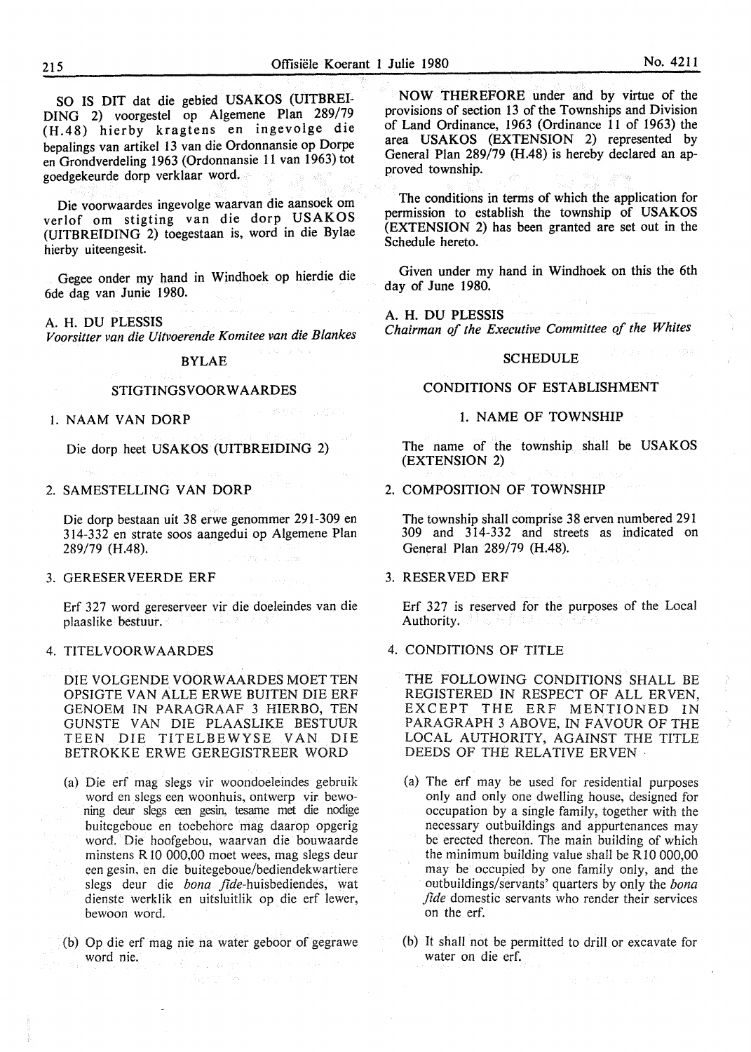SO IS DIT dat die gebied USAKOS (UITBREIDING 2) voorgestel op Algemene Plan 289/79 (H.48) hierby kragtens en ingevolge die bepalings van artikel 13 van die Ordonnansie op Dorpe en Grondverdeling 1963 (Ordonnansie 11 van 1963) tot goedgekeurde dorp verklaar word.

Die voorwaardes ingevolge waarvan die aansoek om verlof om stigting van die dorp USAKOS (UITBREIDING 2) toegestaan is, word in die Bylae hierby uiteengesit.

Gegee onder my hand in Windhoek op hierdie die 6de dag van Junie 1980.

A. H. DU PLESSIS
*Voorsitter van die Uitvoerende Komitee van die Blankes*

## BYLAE

### STIGTINGSVOORWAARDES

1. NAAM VAN DORP

   Die dorp heet USAKOS (UITBREIDING 2)

2. SAMESTELLING VAN DORP

   Die dorp bestaan uit 38 erwe genommer 291-309 en 314-332 en strate soos aangedui op Algemene Plan 289/79 (H.48).

3. GERESERVEERDE ERF

   Erf 327 word gereserveer vir die doeleindes van die plaaslike bestuur.

4. TITELVOORWAARDES

   DIE VOLGENDE VOORWAARDES MOET TEN OPSIGTE VAN ALLE ERWE BUITEN DIE ERF GENOEM IN PARAGRAAF 3 HIERBO, TEN GUNSTE VAN DIE PLAASLIKE BESTUUR TEEN DIE TITELBEWYSE VAN DIE BETROKKE ERWE GEREGISTREER WORD

   (a) Die erf mag slegs vir woondoeleindes gebruik word en slegs een woonhuis, ontwerp vir bewoning deur slegs een gesin, tesame met die nodige buitegeboue en toebehore mag daarop opgerig word. Die hoofgebou, waarvan die bouwaarde minstens R10 000,00 moet wees, mag slegs deur een gesin, en die buitegeboue/bediendekwartiere slegs deur die *bona fide*-huisbediendes, wat dienste werklik en uitsluitlik op die erf lewer, bewoon word.

   (b) Op die erf mag nie na water geboor of gegrawe word nie.

NOW THEREFORE under and by virtue of the provisions of section 13 of the Townships and Division of Land Ordinance, 1963 (Ordinance 11 of 1963) the area USAKOS (EXTENSION 2) represented by General Plan 289/79 (H.48) is hereby declared an approved township.

The conditions in terms of which the application for permission to establish the township of USAKOS (EXTENSION 2) has been granted are set out in the Schedule hereto.

Given under my hand in Windhoek on this the 6th day of June 1980.

A. H. DU PLESSIS
*Chairman of the Executive Committee of the Whites*

## SCHEDULE

### CONDITIONS OF ESTABLISHMENT

1. NAME OF TOWNSHIP

   The name of the township shall be USAKOS (EXTENSION 2)

2. COMPOSITION OF TOWNSHIP

   The township shall comprise 38 erven numbered 291 309 and 314-332 and streets as indicated on General Plan 289/79 (H.48).

3. RESERVED ERF

   Erf 327 is reserved for the purposes of the Local Authority.

4. CONDITIONS OF TITLE

   THE FOLLOWING CONDITIONS SHALL BE REGISTERED IN RESPECT OF ALL ERVEN, EXCEPT THE ERF MENTIONED IN PARAGRAPH 3 ABOVE, IN FAVOUR OF THE LOCAL AUTHORITY, AGAINST THE TITLE DEEDS OF THE RELATIVE ERVEN

   (a) The erf may be used for residential purposes only and only one dwelling house, designed for occupation by a single family, together with the necessary outbuildings and appurtenances may be erected thereon. The main building of which the minimum building value shall be R10 000,00 may be occupied by one family only, and the outbuildings/servants' quarters by only the *bona fide* domestic servants who render their services on the erf.

   (b) It shall not be permitted to drill or excavate for water on die erf.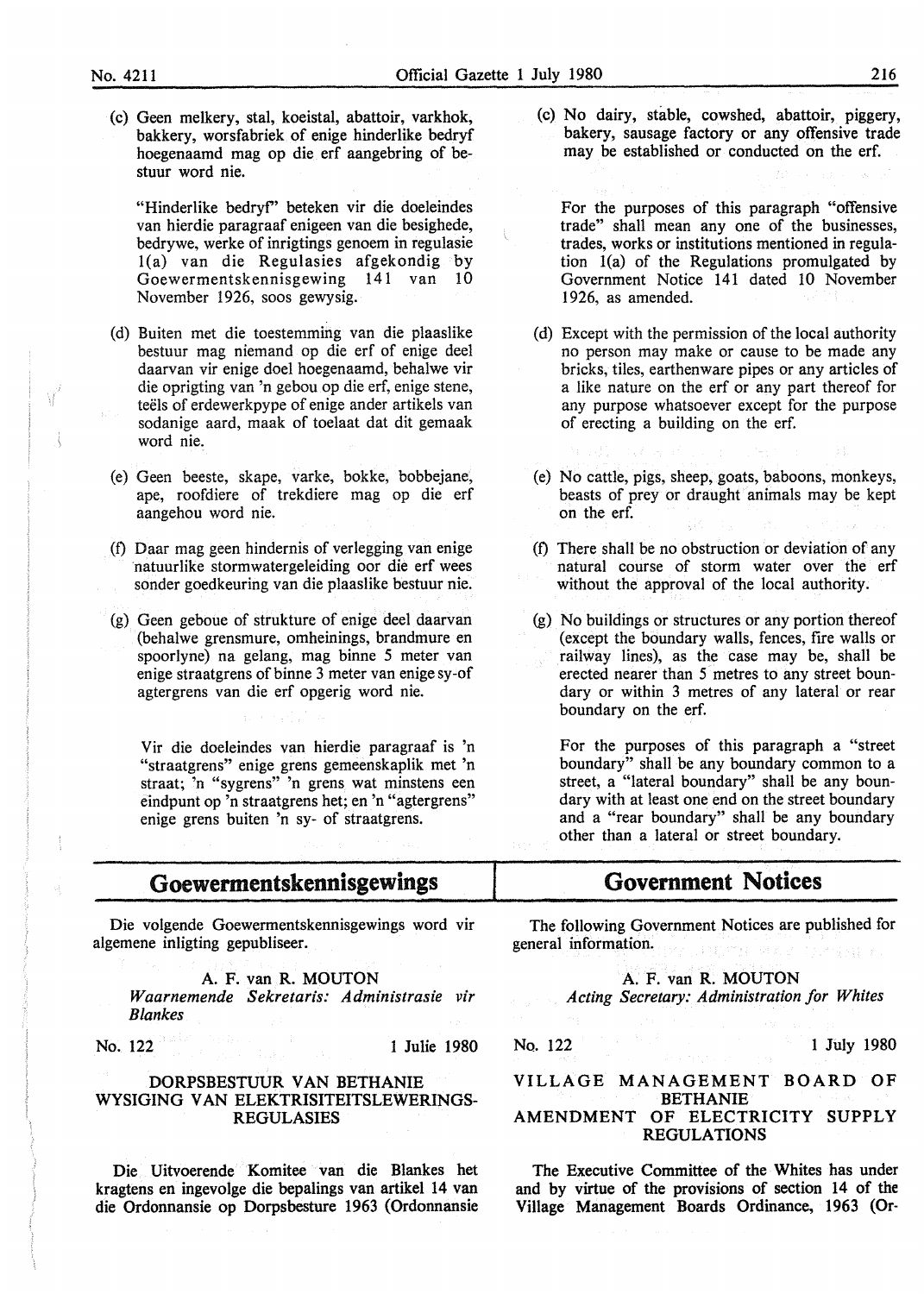(c) Geen melkery, stal, koeistal, abattoir, varkhok, bakkery, worsfabriek of enige hinderlike bedryf hoegenaamd mag op die erf aangebring of bestuur word nie.

"Hinderlike bedryf" beteken vir die doeleindes van hierdie paragraaf enigeen van die besighede, bedrywe, werke of inrigtings genoem in regulasie 1(a) van die Regulasies afgekondig by Goewermentskennisgewing 141 van 10 November 1926, soos gewysig.

(d) Buiten met die toestemming van die plaaslike bestuur mag niemand op die erf of enige deel daarvan vir enige doel hoegenaamd, behalwe vir die oprigting van 'n gebou op die erf, enige stene, teëls of erdewerkpype of enige ander artikels van sodanige aard, maak of toelaat dat dit gemaak word nie.

(e) Geen beeste, skape, varke, bokke, bobbejane, ape, roofdiere of trekdiere mag op die erf aangehou word nie.

(f) Daar mag geen hindernis of verlegging van enige natuurlike stormwatergeleiding oor die erf wees sonder goedkeuring van die plaaslike bestuur nie.

(g) Geen geboue of strukture of enige deel daarvan (behalwe grensmure, omheinings, brandmure en spoorlyne) na gelang, mag binne 5 meter van enige straatgrens of binne 3 meter van enige sy-of agtergrens van die erf opgerig word nie.

Vir die doeleindes van hierdie paragraaf is 'n "straatgrens" enige grens gemeenskaplik met 'n straat; 'n "sygrens" 'n grens wat minstens een eindpunt op 'n straatgrens het; en 'n "agtergrens" enige grens buiten 'n sy- of straatgrens.

(c) No dairy, stable, cowshed, abattoir, piggery, bakery, sausage factory or any offensive trade may be established or conducted on the erf.

For the purposes of this paragraph "offensive trade" shall mean any one of the businesses, trades, works or institutions mentioned in regulation 1(a) of the Regulations promulgated by Government Notice 141 dated 10 November 1926, as amended.

(d) Except with the permission of the local authority no person may make or cause to be made any bricks, tiles, earthenware pipes or any articles of a like nature on the erf or any part thereof for any purpose whatsoever except for the purpose of erecting a building on the erf.

(e) No cattle, pigs, sheep, goats, baboons, monkeys, beasts of prey or draught animals may be kept on the erf.

(f) There shall be no obstruction or deviation of any natural course of storm water over the erf without the approval of the local authority.

(g) No buildings or structures or any portion thereof (except the boundary walls, fences, fire walls or railway lines), as the case may be, shall be erected nearer than 5 metres to any street boundary or within 3 metres of any lateral or rear boundary on the erf.

For the purposes of this paragraph a "street boundary" shall be any boundary common to a street, a "lateral boundary" shall be any boundary with at least one end on the street boundary and a "rear boundary" shall be any boundary other than a lateral or street boundary.

## Goewermentskennisgewings

Die volgende Goewermentskennisgewings word vir algemene inligting gepubliseer.

A. F. van R. MOUTON
*Waarnemende Sekretaris: Administrasie vir Blankes*

No. 122 — 1 Julie 1980

### DORPSBESTUUR VAN BETHANIE WYSIGING VAN ELEKTRISITEITSLEWERINGS-REGULASIES

Die Uitvoerende Komitee van die Blankes het kragtens en ingevolge die bepalings van artikel 14 van die Ordonnansie op Dorpsbesture 1963 (Ordonnansie

## Government Notices

The following Government Notices are published for general information.

A. F. van R. MOUTON
*Acting Secretary: Administration for Whites*

No. 122 — 1 July 1980

### VILLAGE MANAGEMENT BOARD OF BETHANIE AMENDMENT OF ELECTRICITY SUPPLY REGULATIONS

The Executive Committee of the Whites has under and by virtue of the provisions of section 14 of the Village Management Boards Ordinance, 1963 (Or-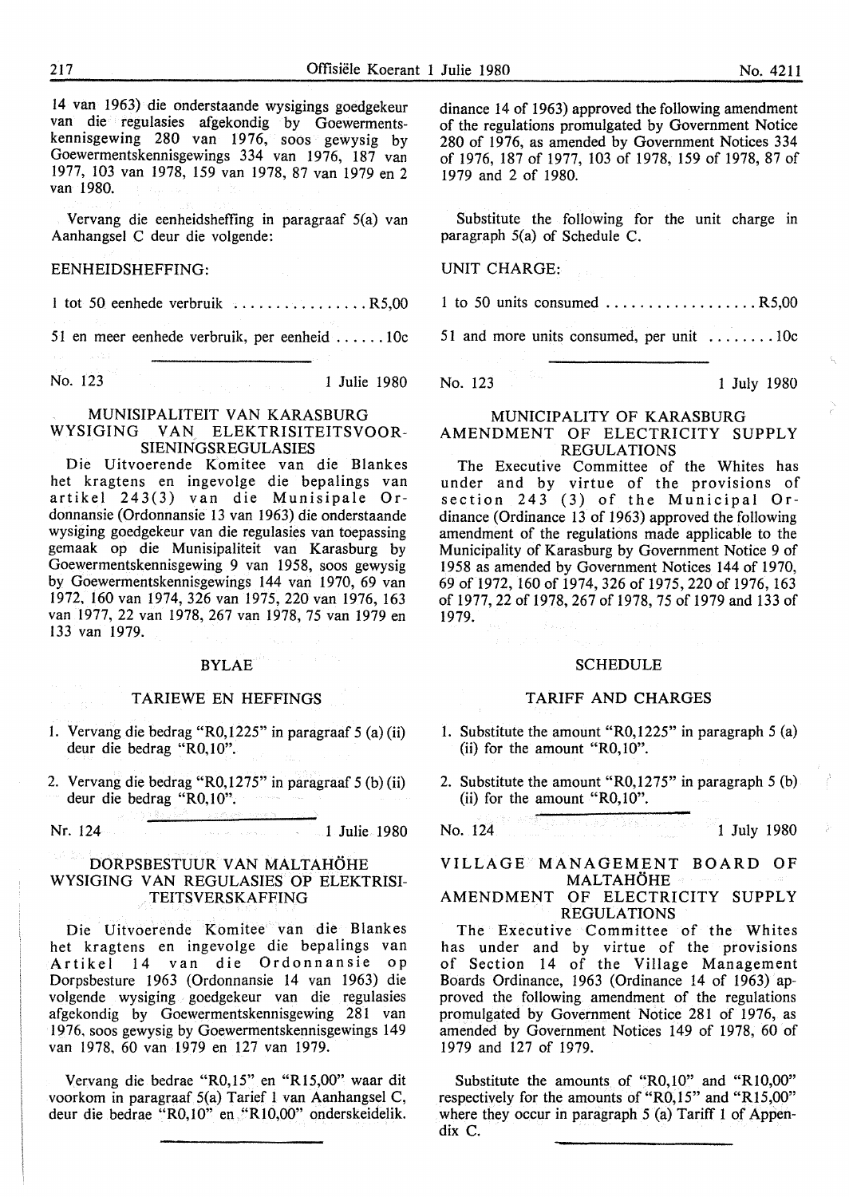14 van 1963) die onderstaande wysigings goedgekeur van die regulasies afgekondig by Goewermentskennisgewing 280 van 1976, soos gewysig by Goewermentskennisgewings 334 van 1976, 187 van 1977, 103 van 1978, 159 van 1978, 87 van 1979 en 2 van 1980.

Vervang die eenheidsheffing in paragraaf 5(a) van Aanhangsel C deur die volgende:

EENHEIDSHEFFING:

1 tot 50 eenhede verbruik ................ R5,00

51 en meer eenhede verbruik, per eenheid ...... 10c

---

dinance 14 of 1963) approved the following amendment of the regulations promulgated by Government Notice 280 of 1976, as amended by Government Notices 334 of 1976, 187 of 1977, 103 of 1978, 159 of 1978, 87 of 1979 and 2 of 1980.

Substitute the following for the unit charge in paragraph 5(a) of Schedule C.

UNIT CHARGE:

1 to 50 units consumed .................. R5,00

51 and more units consumed, per unit ........ 10c

---

No. 123 — 1 Julie 1980

## MUNISIPALITEIT VAN KARASBURG WYSIGING VAN ELEKTRISITEITSVOORSIENINGSREGULASIES

Die Uitvoerende Komitee van die Blankes het kragtens en ingevolge die bepalings van artikel 243(3) van die Munisipale Ordonnansie (Ordonnansie 13 van 1963) die onderstaande wysiging goedgekeur van die regulasies van toepassing gemaak op die Munisipaliteit van Karasburg by Goewermentskennisgewing 9 van 1958, soos gewysig by Goewermentskennisgewings 144 van 1970, 69 van 1972, 160 van 1974, 326 van 1975, 220 van 1976, 163 van 1977, 22 van 1978, 267 van 1978, 75 van 1979 en 133 van 1979.

### BYLAE

### TARIEWE EN HEFFINGS

1. Vervang die bedrag "R0,1225" in paragraaf 5 (a) (ii) deur die bedrag "R0,10".
2. Vervang die bedrag "R0,1275" in paragraaf 5 (b) (ii) deur die bedrag "R0,10".

---

No. 123 — 1 July 1980

## MUNICIPALITY OF KARASBURG AMENDMENT OF ELECTRICITY SUPPLY REGULATIONS

The Executive Committee of the Whites has under and by virtue of the provisions of section 243 (3) of the Municipal Ordinance (Ordinance 13 of 1963) approved the following amendment of the regulations made applicable to the Municipality of Karasburg by Government Notice 9 of 1958 as amended by Government Notices 144 of 1970, 69 of 1972, 160 of 1974, 326 of 1975, 220 of 1976, 163 of 1977, 22 of 1978, 267 of 1978, 75 of 1979 and 133 of 1979.

### SCHEDULE

### TARIFF AND CHARGES

1. Substitute the amount "R0,1225" in paragraph 5 (a) (ii) for the amount "R0,10".
2. Substitute the amount "R0,1275" in paragraph 5 (b) (ii) for the amount "R0,10".

---

Nr. 124 — 1 Julie 1980

## DORPSBESTUUR VAN MALTAHÖHE WYSIGING VAN REGULASIES OP ELEKTRISITEITSVERSKAFFING

Die Uitvoerende Komitee van die Blankes het kragtens en ingevolge die bepalings van Artikel 14 van die Ordonnansie op Dorpsbesture 1963 (Ordonnansie 14 van 1963) die volgende wysiging goedgekeur van die regulasies afgekondig by Goewermentskennisgewing 281 van 1976, soos gewysig by Goewermentskennisgewings 149 van 1978, 60 van 1979 en 127 van 1979.

Vervang die bedrae "R0,15" en "R15,00" waar dit voorkom in paragraaf 5(a) Tarief 1 van Aanhangsel C, deur die bedrae "R0,10" en "R10,00" onderskeidelik.

---

No. 124 — 1 July 1980

## VILLAGE MANAGEMENT BOARD OF MALTAHÖHE AMENDMENT OF ELECTRICITY SUPPLY REGULATIONS

The Executive Committee of the Whites has under and by virtue of the provisions of Section 14 of the Village Management Boards Ordinance, 1963 (Ordinance 14 of 1963) approved the following amendment of the regulations promulgated by Government Notice 281 of 1976, as amended by Government Notices 149 of 1978, 60 of 1979 and 127 of 1979.

Substitute the amounts of "R0,10" and "R10,00" respectively for the amounts of "R0,15" and "R15,00" where they occur in paragraph 5 (a) Tariff 1 of Appendix C.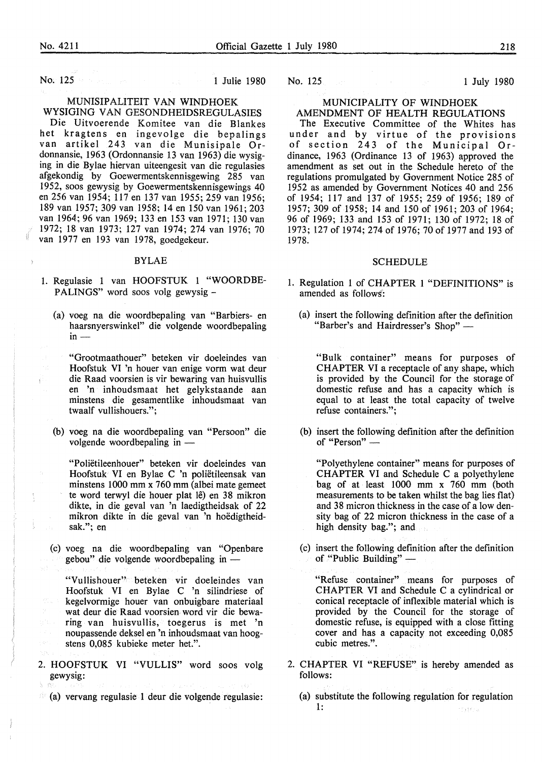No. 125 — 1 Julie 1980

## MUNISIPALITEIT VAN WINDHOEK
## WYSIGING VAN GESONDHEIDSREGULASIES

Die Uitvoerende Komitee van die Blankes het kragtens en ingevolge die bepalings van artikel 243 van die Munisipale Ordonnansie, 1963 (Ordonnansie 13 van 1963) die wysiging in die Bylae hiervan uiteengesit van die regulasies afgekondig by Goewermentskennisgewing 285 van 1952, soos gewysig by Goewermentskennisgewings 40 en 256 van 1954; 117 en 137 van 1955; 259 van 1956; 189 van 1957; 309 van 1958; 14 en 150 van 1961; 203 van 1964; 96 van 1969; 133 en 153 van 1971; 130 van 1972; 18 van 1973; 127 van 1974; 274 van 1976; 70 van 1977 en 193 van 1978, goedgekeur.

### BYLAE

1. Regulasie 1 van HOOFSTUK 1 "WOORDBEPALINGS" word soos volg gewysig -

   (a) voeg na die woordbepaling van "Barbiers- en haarsnyerswinkel" die volgende woordbepaling in —

   "Grootmaathouer" beteken vir doeleindes van Hoofstuk VI 'n houer van enige vorm wat deur die Raad voorsien is vir bewaring van huisvullis en 'n inhoudsmaat het gelykstaande aan minstens die gesamentlike inhoudsmaat van twaalf vullishouers.";

   (b) voeg na die woordbepaling van "Persoon" die volgende woordbepaling in —

   "Poliëtileenhouer" beteken vir doeleindes van Hoofstuk VI en Bylae C 'n poliëtileensak van minstens 1000 mm x 760 mm (albei mate gemeet te word terwyl die houer plat lê) en 38 mikron dikte, in die geval van 'n laedigtheidsak of 22 mikron dikte in die geval van 'n hoëdigtheidsak."; en

   (c) voeg na die woordbepaling van "Openbare gebou" die volgende woordbepaling in —

   "Vullishouer" beteken vir doeleindes van Hoofstuk VI en Bylae C 'n silindriese of kegelvormige houer van onbuigbare materiaal wat deur die Raad voorsien word vir die bewaring van huisvullis, toegerus is met 'n noupassende deksel en 'n inhoudsmaat van hoogstens 0,085 kubieke meter het.".

2. HOOFSTUK VI "VULLIS" word soos volg gewysig:

   (a) vervang regulasie 1 deur die volgende regulasie:

No. 125 — 1 July 1980

## MUNICIPALITY OF WINDHOEK
## AMENDMENT OF HEALTH REGULATIONS

The Executive Committee of the Whites has under and by virtue of the provisions of section 243 of the Municipal Ordinance, 1963 (Ordinance 13 of 1963) approved the amendment as set out in the Schedule hereto of the regulations promulgated by Government Notice 285 of 1952 as amended by Government Notices 40 and 256 of 1954; 117 and 137 of 1955; 259 of 1956; 189 of 1957; 309 of 1958; 14 and 150 of 1961; 203 of 1964; 96 of 1969; 133 and 153 of 1971; 130 of 1972; 18 of 1973; 127 of 1974; 274 of 1976; 70 of 1977 and 193 of 1978.

### SCHEDULE

1. Regulation 1 of CHAPTER 1 "DEFINITIONS" is amended as follows:

   (a) insert the following definition after the definition "Barber's and Hairdresser's Shop" —

   "Bulk container" means for purposes of CHAPTER VI a receptacle of any shape, which is provided by the Council for the storage of domestic refuse and has a capacity which is equal to at least the total capacity of twelve refuse containers.";

   (b) insert the following definition after the definition of "Person" —

   "Polyethylene container" means for purposes of CHAPTER VI and Schedule C a polyethylene bag of at least 1000 mm x 760 mm (both measurements to be taken whilst the bag lies flat) and 38 micron thickness in the case of a low density bag of 22 micron thickness in the case of a high density bag."; and

   (c) insert the following definition after the definition of "Public Building" —

   "Refuse container" means for purposes of CHAPTER VI and Schedule C a cylindrical or conical receptacle of inflexible material which is provided by the Council for the storage of domestic refuse, is equipped with a close fitting cover and has a capacity not exceeding 0,085 cubic metres.".

2. CHAPTER VI "REFUSE" is hereby amended as follows:

   (a) substitute the following regulation for regulation 1: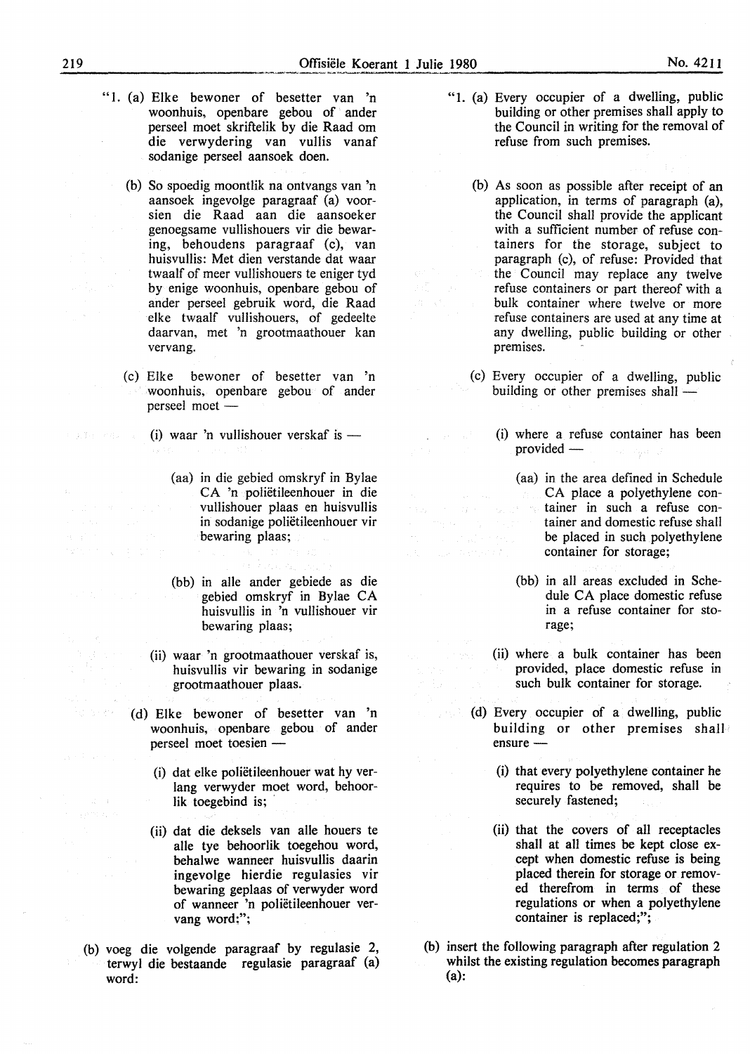"1. (a) Elke bewoner of besetter van 'n woonhuis, openbare gebou of ander perseel moet skriftelik by die Raad om die verwydering van vullis vanaf sodanige perseel aansoek doen.

(b) So spoedig moontlik na ontvangs van 'n aansoek ingevolge paragraaf (a) voorsien die Raad aan die aansoeker genoegsame vullishouers vir die bewaring, behoudens paragraaf (c), van huisvullis: Met dien verstande dat waar twaalf of meer vullishouers te eniger tyd by enige woonhuis, openbare gebou of ander perseel gebruik word, die Raad elke twaalf vullishouers, of gedeelte daarvan, met 'n grootmaathouer kan vervang.

(c) Elke bewoner of besetter van 'n woonhuis, openbare gebou of ander perseel moet —

(i) waar 'n vullishouer verskaf is —

(aa) in die gebied omskryf in Bylae CA 'n poliëtileenhouer in die vullishouer plaas en huisvullis in sodanige poliëtileenhouer vir bewaring plaas;

(bb) in alle ander gebiede as die gebied omskryf in Bylae CA huisvullis in 'n vullishouer vir bewaring plaas;

(ii) waar 'n grootmaathouer verskaf is, huisvullis vir bewaring in sodanige grootmaathouer plaas.

(d) Elke bewoner of besetter van 'n woonhuis, openbare gebou of ander perseel moet toesien —

(i) dat elke poliëtileenhouer wat hy verlang verwyder moet word, behoorlik toegebind is;

(ii) dat die deksels van alle houers te alle tye behoorlik toegehou word, behalwe wanneer huisvullis daarin ingevolge hierdie regulasies vir bewaring geplaas of verwyder word of wanneer 'n poliëtileenhouer vervang word;";

(b) voeg die volgende paragraaf by regulasie 2, terwyl die bestaande regulasie paragraaf (a) word:

"1. (a) Every occupier of a dwelling, public building or other premises shall apply to the Council in writing for the removal of refuse from such premises.

(b) As soon as possible after receipt of an application, in terms of paragraph (a), the Council shall provide the applicant with a sufficient number of refuse containers for the storage, subject to paragraph (c), of refuse: Provided that the Council may replace any twelve refuse containers or part thereof with a bulk container where twelve or more refuse containers are used at any time at any dwelling, public building or other premises.

(c) Every occupier of a dwelling, public building or other premises shall —

(i) where a refuse container has been provided —

(aa) in the area defined in Schedule CA place a polyethylene container in such a refuse container and domestic refuse shall be placed in such polyethylene container for storage;

(bb) in all areas excluded in Schedule CA place domestic refuse in a refuse container for storage;

(ii) where a bulk container has been provided, place domestic refuse in such bulk container for storage.

(d) Every occupier of a dwelling, public building or other premises shall ensure —

(i) that every polyethylene container he requires to be removed, shall be securely fastened;

(ii) that the covers of all receptacles shall at all times be kept close except when domestic refuse is being placed therein for storage or removed therefrom in terms of these regulations or when a polyethylene container is replaced;";

(b) insert the following paragraph after regulation 2 whilst the existing regulation becomes paragraph (a):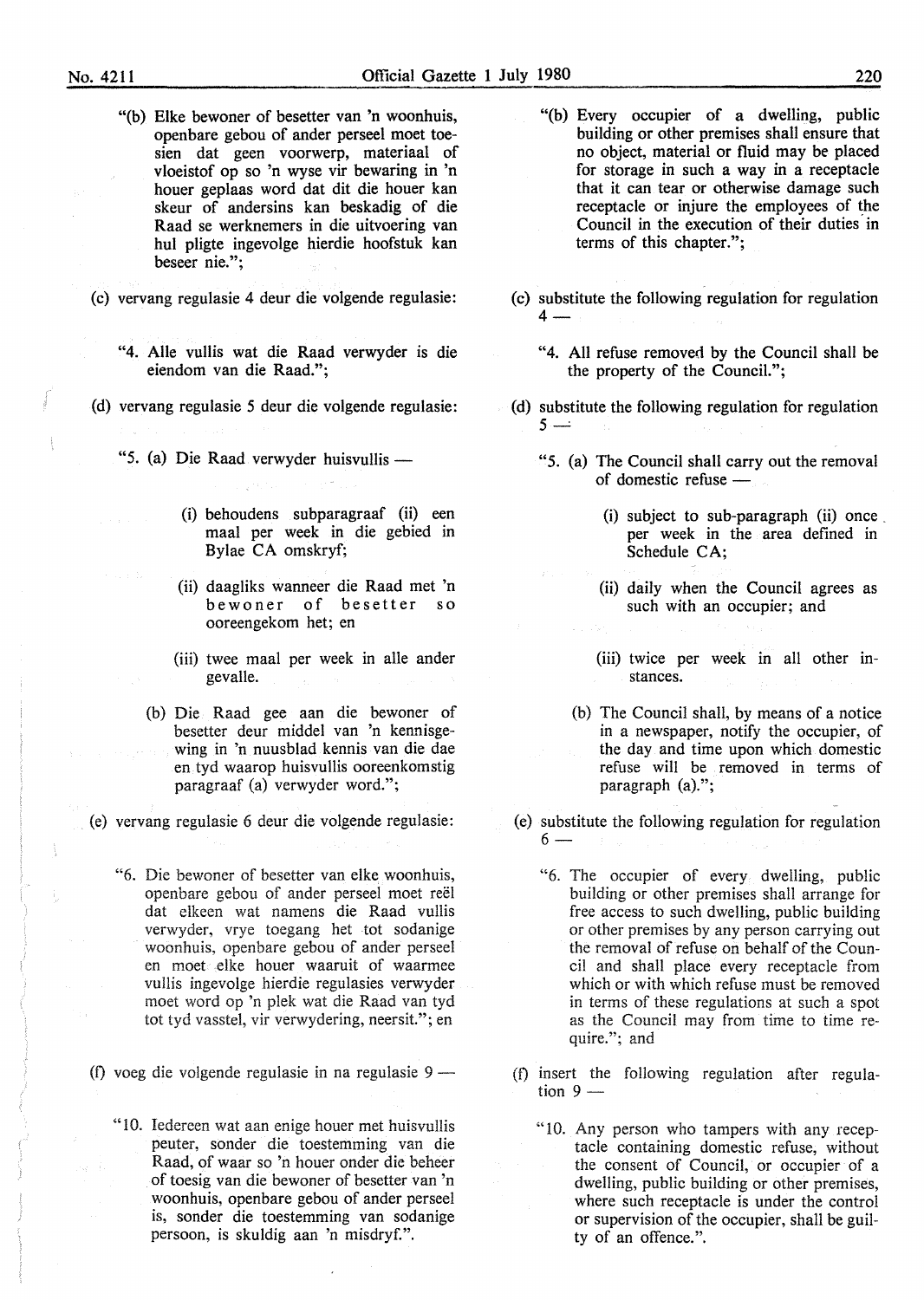"(b) Elke bewoner of besetter van 'n woonhuis, openbare gebou of ander perseel moet toesien dat geen voorwerp, materiaal of vloeistof op so 'n wyse vir bewaring in 'n houer geplaas word dat dit die houer kan skeur of andersins kan beskadig of die Raad se werknemers in die uitvoering van hul pligte ingevolge hierdie hoofstuk kan beseer nie.";

(c) vervang regulasie 4 deur die volgende regulasie:

"4. Alle vullis wat die Raad verwyder is die eiendom van die Raad.";

(d) vervang regulasie 5 deur die volgende regulasie:

"5. (a) Die Raad verwyder huisvullis —

(i) behoudens subparagraaf (ii) een maal per week in die gebied in Bylae CA omskryf;

(ii) daagliks wanneer die Raad met 'n bewoner of besetter so ooreengekom het; en

(iii) twee maal per week in alle ander gevalle.

(b) Die Raad gee aan die bewoner of besetter deur middel van 'n kennisgewing in 'n nuusblad kennis van die dae en tyd waarop huisvullis ooreenkomstig paragraaf (a) verwyder word.";

(e) vervang regulasie 6 deur die volgende regulasie:

"6. Die bewoner of besetter van elke woonhuis, openbare gebou of ander perseel moet reël dat elkeen wat namens die Raad vullis verwyder, vrye toegang het tot sodanige woonhuis, openbare gebou of ander perseel en moet elke houer waaruit of waarmee vullis ingevolge hierdie regulasies verwyder moet word op 'n plek wat die Raad van tyd tot tyd vasstel, vir verwydering, neersit."; en

(f) voeg die volgende regulasie in na regulasie 9 —

"10. Iedereen wat aan enige houer met huisvullis peuter, sonder die toestemming van die Raad, of waar so 'n houer onder die beheer of toesig van die bewoner of besetter van 'n woonhuis, openbare gebou of ander perseel is, sonder die toestemming van sodanige persoon, is skuldig aan 'n misdryf.".

"(b) Every occupier of a dwelling, public building or other premises shall ensure that no object, material or fluid may be placed for storage in such a way in a receptacle that it can tear or otherwise damage such receptacle or injure the employees of the Council in the execution of their duties in terms of this chapter.";

(c) substitute the following regulation for regulation 4 —

"4. All refuse removed by the Council shall be the property of the Council.";

(d) substitute the following regulation for regulation 5 —

"5. (a) The Council shall carry out the removal of domestic refuse —

(i) subject to sub-paragraph (ii) once per week in the area defined in Schedule CA;

(ii) daily when the Council agrees as such with an occupier; and

(iii) twice per week in all other instances.

(b) The Council shall, by means of a notice in a newspaper, notify the occupier, of the day and time upon which domestic refuse will be removed in terms of paragraph (a).";

(e) substitute the following regulation for regulation 6 —

"6. The occupier of every dwelling, public building or other premises shall arrange for free access to such dwelling, public building or other premises by any person carrying out the removal of refuse on behalf of the Council and shall place every receptacle from which or with which refuse must be removed in terms of these regulations at such a spot as the Council may from time to time require."; and

(f) insert the following regulation after regulation 9 —

"10. Any person who tampers with any receptacle containing domestic refuse, without the consent of Council, or occupier of a dwelling, public building or other premises, where such receptacle is under the control or supervision of the occupier, shall be guilty of an offence.".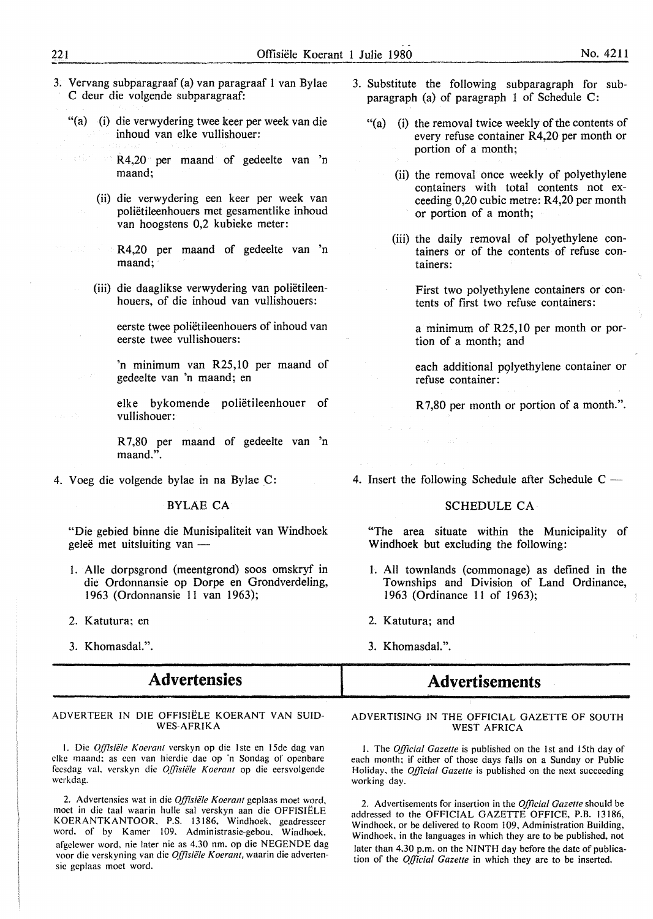3. Vervang subparagraaf (a) van paragraaf 1 van Bylae C deur die volgende subparagraaf:

"(a) (i) die verwydering twee keer per week van die inhoud van elke vullishouer:

R4,20 per maand of gedeelte van 'n maand;

(ii) die verwydering een keer per week van poliëtileenhouers met gesamentlike inhoud van hoogstens 0,2 kubieke meter:

R4,20 per maand of gedeelte van 'n maand;

(iii) die daaglikse verwydering van poliëtileenhouers, of die inhoud van vullishouers:

eerste twee poliëtileenhouers of inhoud van eerste twee vullishouers:

'n minimum van R25,10 per maand of gedeelte van 'n maand; en

elke bykomende poliëtileenhouer of vullishouer:

R7,80 per maand of gedeelte van 'n maand.".

4. Voeg die volgende bylae in na Bylae C:

BYLAE CA

"Die gebied binne die Munisipaliteit van Windhoek geleë met uitsluiting van —

1. Alle dorpsgrond (meentgrond) soos omskryf in die Ordonnansie op Dorpe en Grondverdeling, 1963 (Ordonnansie 11 van 1963);

2. Katutura; en

3. Khomasdal.".

3. Substitute the following subparagraph for subparagraph (a) of paragraph 1 of Schedule C:

"(a) (i) the removal twice weekly of the contents of every refuse container R4,20 per month or portion of a month;

(ii) the removal once weekly of polyethylene containers with total contents not exceeding 0,20 cubic metre: R4,20 per month or portion of a month;

(iii) the daily removal of polyethylene containers or of the contents of refuse containers:

First two polyethylene containers or contents of first two refuse containers:

a minimum of R25,10 per month or portion of a month; and

each additional polyethylene container or refuse container:

R7,80 per month or portion of a month.".

4. Insert the following Schedule after Schedule C —

SCHEDULE CA

"The area situate within the Municipality of Windhoek but excluding the following:

1. All townlands (commonage) as defined in the Townships and Division of Land Ordinance, 1963 (Ordinance 11 of 1963);

2. Katutura; and

3. Khomasdal.".

# Advertensies

ADVERTEER IN DIE OFFISIËLE KOERANT VAN SUIDWES-AFRIKA

1. Die *Offisiële Koerant* verskyn op die 1ste en 15de dag van elke maand; as een van hierdie dae op 'n Sondag of openbare feesdag val, verskyn die *Offisiële Koerant* op die eersvolgende werkdag.

2. Advertensies wat in die *Offisiële Koerant* geplaas moet word, moet in die taal waarin hulle sal verskyn aan die OFFISIËLE KOERANTKANTOOR, P.S. 13186, Windhoek, geadresseer word, of by Kamer 109, Administrasie-gebou, Windhoek, afgelewer word, nie later nie as 4.30 nm. op die NEGENDE dag voor die verskyning van die *Offisiële Koerant*, waarin die advertensie geplaas moet word.

# Advertisements

ADVERTISING IN THE OFFICIAL GAZETTE OF SOUTH WEST AFRICA

1. The *Official Gazette* is published on the 1st and 15th day of each month; if either of those days falls on a Sunday or Public Holiday, the *Official Gazette* is published on the next succeeding working day.

2. Advertisements for insertion in the *Official Gazette* should be addressed to the OFFICIAL GAZETTE OFFICE, P.B. 13186, Windhoek, or be delivered to Room 109, Administration Building, Windhoek, in the languages in which they are to be published, not later than 4.30 p.m. on the NINTH day before the date of publication of the *Official Gazette* in which they are to be inserted.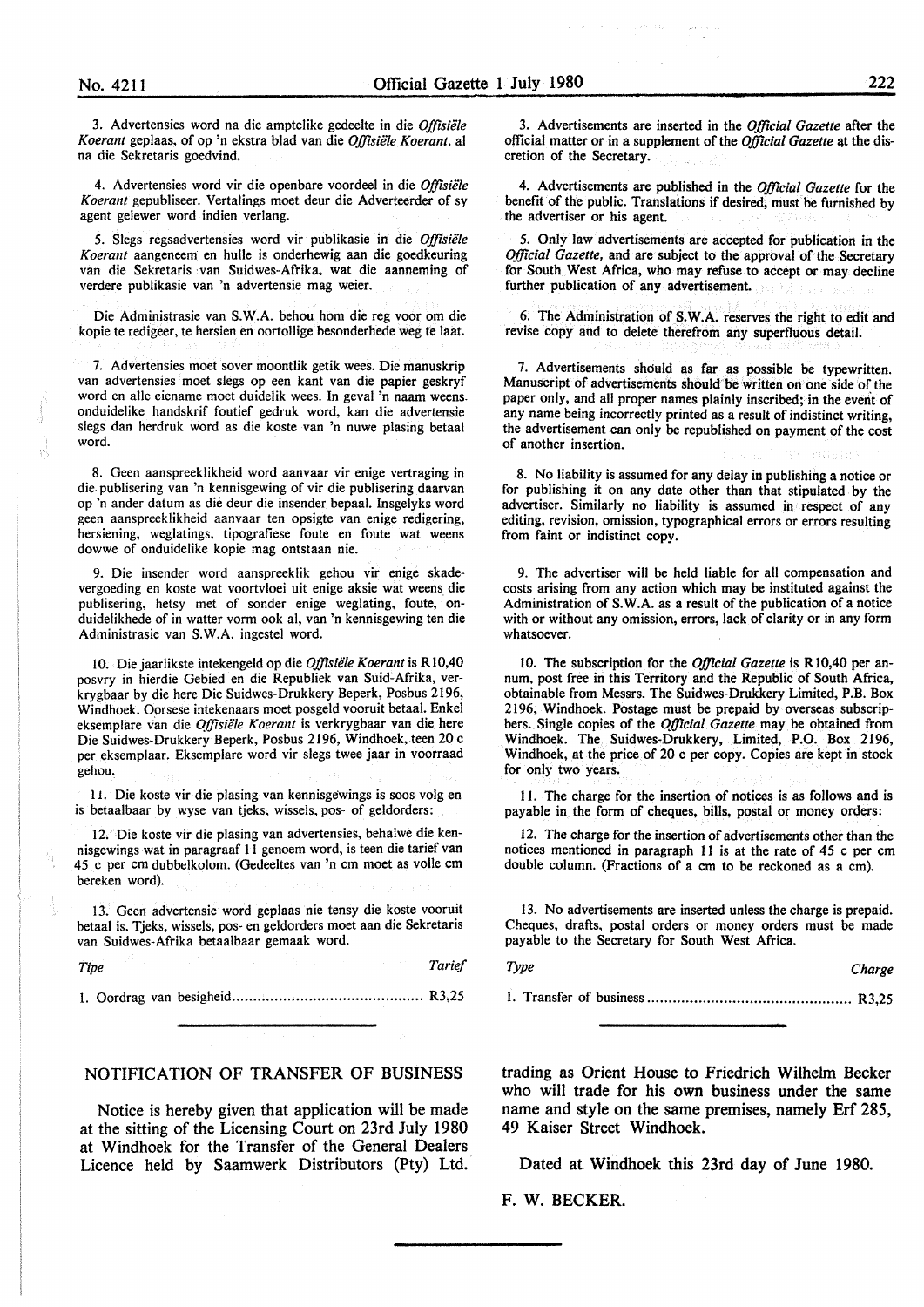3. Advertensies word na die amptelike gedeelte in die *Offisiële Koerant* geplaas, of op 'n ekstra blad van die *Offisiële Koerant*, al na die Sekretaris goedvind.

4. Advertensies word vir die openbare voordeel in die *Offisiële Koerant* gepubliseer. Vertalings moet deur die Adverteerder of sy agent gelewer word indien verlang.

5. Slegs regsadvertensies word vir publikasie in die *Offisiële Koerant* aangeneem en hulle is onderhewig aan die goedkeuring van die Sekretaris van Suidwes-Afrika, wat die aanneming of verdere publikasie van 'n advertensie mag weier.

Die Administrasie van S.W.A. behou hom die reg voor om die kopie te redigeer, te hersien en oortollige besonderhede weg te laat.

7. Advertensies moet sover moontlik getik wees. Die manuskrip van advertensies moet slegs op een kant van die papier geskryf word en alle eiename moet duidelik wees. In geval 'n naam weens onduidelike handskrif foutief gedruk word, kan die advertensie slegs dan herdruk word as die koste van 'n nuwe plasing betaal word.

8. Geen aanspreeklikheid word aanvaar vir enige vertraging in die publisering van 'n kennisgewing of vir die publisering daarvan op 'n ander datum as dié deur die insender bepaal. Insgelyks word geen aanspreeklikheid aanvaar ten opsigte van enige redigering, hersiening, weglatings, tipografiese foute en foute wat weens dowwe of onduidelike kopie mag ontstaan nie.

9. Die insender word aanspreeklik gehou vir enige skadevergoeding en koste wat voortvloei uit enige aksie wat weens die publisering, hetsy met of sonder enige weglating, foute, onduidelikhede of in watter vorm ook al, van 'n kennisgewing teen die Administrasie van S.W.A. ingestel word.

10. Die jaarlikste intekengeld op die *Offisiële Koerant* is R10,40 posvry in hierdie Gebied en die Republiek van Suid-Afrika, verkrygbaar by die here Die Suidwes-Drukkery Beperk, Posbus 2196, Windhoek. Oorsese intekenaars moet posgeld vooruit betaal. Enkel eksemplare van die *Offisiële Koerant* is verkrygbaar van die here Die Suidwes-Drukkery Beperk, Posbus 2196, Windhoek, teen 20 c per eksemplaar. Eksemplare word vir slegs twee jaar in voorraad gehou.

11. Die koste vir die plasing van kennisgewings is soos volg en is betaalbaar by wyse van tjeks, wissels, pos- of geldorders:

12. Die koste vir die plasing van advertensies, behalwe die kennisgewings wat in paragraaf 11 genoem word, is teen die tarief van 45 c per cm dubbelkolom. (Gedeeltes van 'n cm moet as volle cm bereken word).

13. Geen advertensie word geplaas nie tensy die koste vooruit betaal is. Tjeks, wissels, pos- en geldorders moet aan die Sekretaris van Suidwes-Afrika betaalbaar gemaak word.

| *Tipe* | *Tarief* |
|---|---|
| 1. Oordrag van besigheid | R3,25 |

3. Advertisements are inserted in the *Official Gazette* after the official matter or in a supplement of the *Official Gazette* at the discretion of the Secretary.

4. Advertisements are published in the *Official Gazette* for the benefit of the public. Translations if desired, must be furnished by the advertiser or his agent.

5. Only law advertisements are accepted for publication in the *Official Gazette*, and are subject to the approval of the Secretary for South West Africa, who may refuse to accept or may decline further publication of any advertisement.

6. The Administration of S.W.A. reserves the right to edit and revise copy and to delete therefrom any superfluous detail.

7. Advertisements should as far as possible be typewritten. Manuscript of advertisements should be written on one side of the paper only, and all proper names plainly inscribed; in the event of any name being incorrectly printed as a result of indistinct writing, the advertisement can only be republished on payment of the cost of another insertion.

8. No liability is assumed for any delay in publishing a notice or for publishing it on any date other than that stipulated by the advertiser. Similarly no liability is assumed in respect of any editing, revision, omission, typographical errors or errors resulting from faint or indistinct copy.

9. The advertiser will be held liable for all compensation and costs arising from any action which may be instituted against the Administration of S.W.A. as a result of the publication of a notice with or without any omission, errors, lack of clarity or in any form whatsoever.

10. The subscription for the *Official Gazette* is R10,40 per annum, post free in this Territory and the Republic of South Africa, obtainable from Messrs. The Suidwes-Drukkery Limited, P.B. Box 2196, Windhoek. Postage must be prepaid by overseas subscribers. Single copies of the *Official Gazette* may be obtained from Windhoek. The Suidwes-Drukkery, Limited, P.O. Box 2196, Windhoek, at the price of 20 c per copy. Copies are kept in stock for only two years.

11. The charge for the insertion of notices is as follows and is payable in the form of cheques, bills, postal or money orders:

12. The charge for the insertion of advertisements other than the notices mentioned in paragraph 11 is at the rate of 45 c per cm double column. (Fractions of a cm to be reckoned as a cm).

13. No advertisements are inserted unless the charge is prepaid. Cheques, drafts, postal orders or money orders must be made payable to the Secretary for South West Africa.

| *Type* | *Charge* |
|---|---|
| 1. Transfer of business | R3,25 |

## NOTIFICATION OF TRANSFER OF BUSINESS

Notice is hereby given that application will be made at the sitting of the Licensing Court on 23rd July 1980 at Windhoek for the Transfer of the General Dealers Licence held by Saamwerk Distributors (Pty) Ltd. trading as Orient House to Friedrich Wilhelm Becker who will trade for his own business under the same name and style on the same premises, namely Erf 285, 49 Kaiser Street Windhoek.

Dated at Windhoek this 23rd day of June 1980.

F. W. BECKER.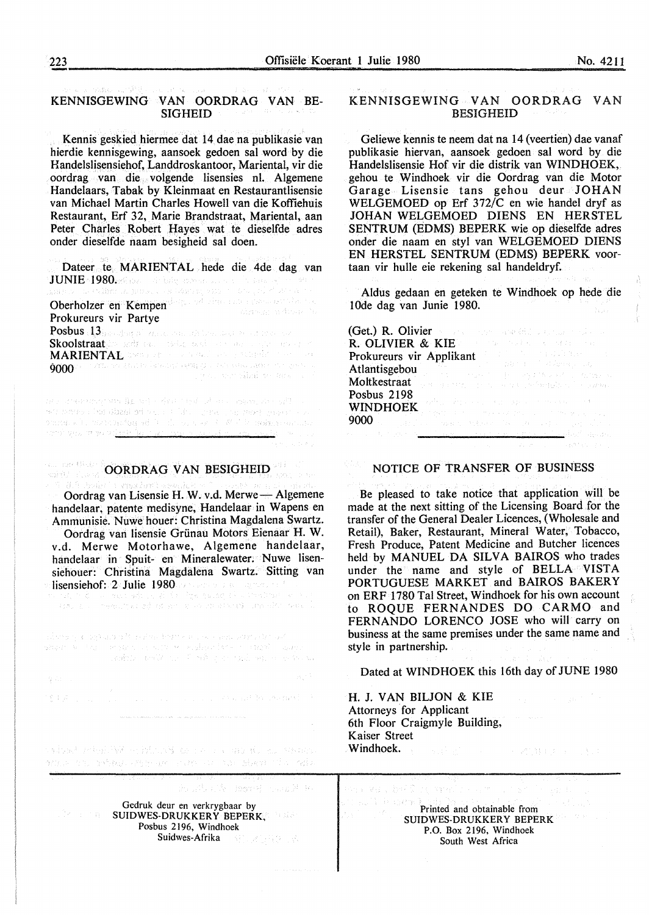## KENNISGEWING VAN OORDRAG VAN BESIGHEID

Kennis geskied hiermee dat 14 dae na publikasie van hierdie kennisgewing, aansoek gedoen sal word by die Handelslisensiehof, Landdroskantoor, Mariental, vir die oordrag van die volgende lisensies nl. Algemene Handelaars, Tabak by Kleinmaat en Restaurantlisensie van Michael Martin Charles Howell van die Koffiehuis Restaurant, Erf 32, Marie Brandstraat, Mariental, aan Peter Charles Robert Hayes wat te dieselfde adres onder dieselfde naam besigheid sal doen.

Dateer te MARIENTAL hede die 4de dag van JUNIE 1980.

Oberholzer en Kempen
Prokureurs vir Partye
Posbus 13
Skoolstraat
MARIENTAL
9000

## OORDRAG VAN BESIGHEID

Oordrag van Lisensie H. W. v.d. Merwe — Algemene handelaar, patente medisyne, Handelaar in Wapens en Ammunisie. Nuwe houer: Christina Magdalena Swartz.

Oordrag van lisensie Grünau Motors Eienaar H. W. v.d. Merwe Motorhawe, Algemene handelaar, handelaar in Spuit- en Mineralewater. Nuwe lisensiehouer: Christina Magdalena Swartz. Sitting van lisensiehof: 2 Julie 1980

## KENNISGEWING VAN OORDRAG VAN BESIGHEID

Geliewe kennis te neem dat na 14 (veertien) dae vanaf publikasie hiervan, aansoek gedoen sal word by die Handelslisensie Hof vir die distrik van WINDHOEK, gehou te Windhoek vir die Oordrag van die Motor Garage Lisensie tans gehou deur JOHAN WELGEMOED op Erf 372/C en wie handel dryf as JOHAN WELGEMOED DIENS EN HERSTEL SENTRUM (EDMS) BEPERK wie op dieselfde adres onder die naam en styl van WELGEMOED DIENS EN HERSTEL SENTRUM (EDMS) BEPERK voortaan vir hulle eie rekening sal handeldryf.

Aldus gedaan en geteken te Windhoek op hede die 10de dag van Junie 1980.

(Get.) R. Olivier
R. OLIVIER & KIE
Prokureurs vir Applikant
Atlantisgebou
Moltkestraat
Posbus 2198
WINDHOEK
9000

## NOTICE OF TRANSFER OF BUSINESS

Be pleased to take notice that application will be made at the next sitting of the Licensing Board for the transfer of the General Dealer Licences, (Wholesale and Retail), Baker, Restaurant, Mineral Water, Tobacco, Fresh Produce, Patent Medicine and Butcher licences held by MANUEL DA SILVA BAIROS who trades under the name and style of BELLA VISTA PORTUGUESE MARKET and BAIROS BAKERY on ERF 1780 Tal Street, Windhoek for his own account to ROQUE FERNANDES DO CARMO and FERNANDO LORENCO JOSE who will carry on business at the same premises under the same name and style in partnership.

Dated at WINDHOEK this 16th day of JUNE 1980

H. J. VAN BILJON & KIE
Attorneys for Applicant
6th Floor Craigmyle Building,
Kaiser Street
Windhoek.

---

Gedruk deur en verkrygbaar by
SUIDWES-DRUKKERY BEPERK,
Posbus 2196, Windhoek
Suidwes-Afrika

Printed and obtainable from
SUIDWES-DRUKKERY BEPERK
P.O. Box 2196, Windhoek
South West Africa